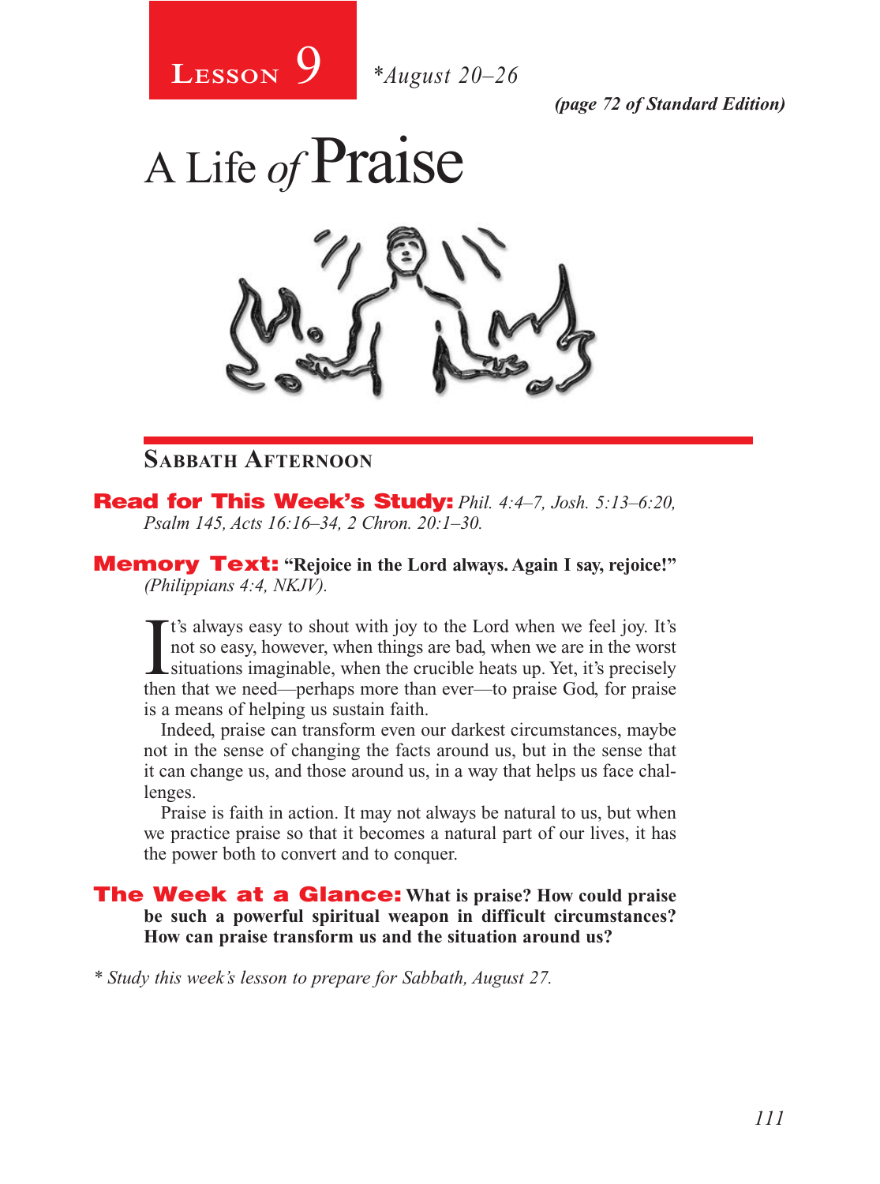# Lesson 9 *August 20–26

*(page 72 of Standard Edition)*

# A Life *of* Praise

## Sabbath Afternoon

**Read for This Week's Study:** *Phil. 4:4–7, Josh. 5:13–6:20, Psalm 145, Acts 16:16–34, 2 Chron. 20:1–30.*

**Memory Text:** **"Rejoice in the Lord always. Again I say, rejoice!"** *(Philippians 4:4, NKJV).*

It's always easy to shout with joy to the Lord when we feel joy. It's not so easy, however, when things are bad, when we are in the worst situations imaginable, when the crucible heats up. Yet, it's precisely then that we need—perhaps more than ever—to praise God, for praise is a means of helping us sustain faith.

Indeed, praise can transform even our darkest circumstances, maybe not in the sense of changing the facts around us, but in the sense that it can change us, and those around us, in a way that helps us face challenges.

Praise is faith in action. It may not always be natural to us, but when we practice praise so that it becomes a natural part of our lives, it has the power both to convert and to conquer.

**The Week at a Glance:** **What is praise? How could praise be such a powerful spiritual weapon in difficult circumstances? How can praise transform us and the situation around us?**

*\* Study this week's lesson to prepare for Sabbath, August 27.*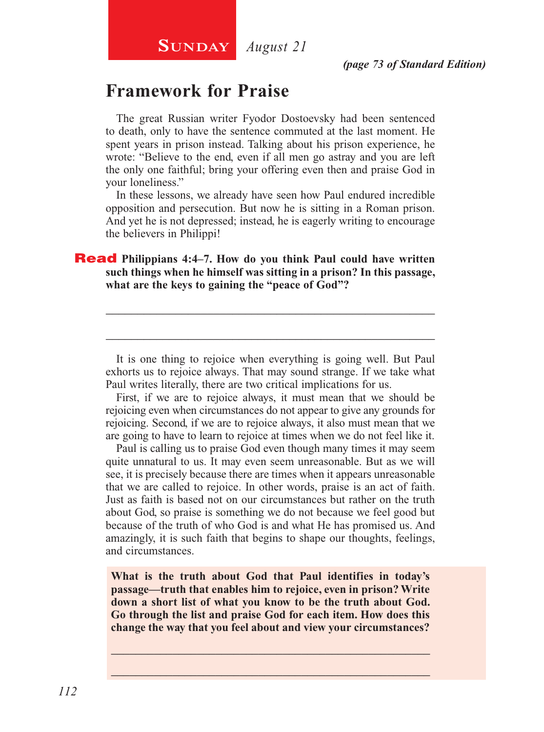**Sunday** *August 21*

*(page 73 of Standard Edition)*

# Framework for Praise

The great Russian writer Fyodor Dostoevsky had been sentenced to death, only to have the sentence commuted at the last moment. He spent years in prison instead. Talking about his prison experience, he wrote: "Believe to the end, even if all men go astray and you are left the only one faithful; bring your offering even then and praise God in your loneliness."

In these lessons, we already have seen how Paul endured incredible opposition and persecution. But now he is sitting in a Roman prison. And yet he is not depressed; instead, he is eagerly writing to encourage the believers in Philippi!

**Read Philippians 4:4–7. How do you think Paul could have written such things when he himself was sitting in a prison? In this passage, what are the keys to gaining the "peace of God"?**

_______________________________________________________________

_______________________________________________________________

It is one thing to rejoice when everything is going well. But Paul exhorts us to rejoice always. That may sound strange. If we take what Paul writes literally, there are two critical implications for us.

First, if we are to rejoice always, it must mean that we should be rejoicing even when circumstances do not appear to give any grounds for rejoicing. Second, if we are to rejoice always, it also must mean that we are going to have to learn to rejoice at times when we do not feel like it.

Paul is calling us to praise God even though many times it may seem quite unnatural to us. It may even seem unreasonable. But as we will see, it is precisely because there are times when it appears unreasonable that we are called to rejoice. In other words, praise is an act of faith. Just as faith is based not on our circumstances but rather on the truth about God, so praise is something we do not because we feel good but because of the truth of who God is and what He has promised us. And amazingly, it is such faith that begins to shape our thoughts, feelings, and circumstances.

**What is the truth about God that Paul identifies in today's passage—truth that enables him to rejoice, even in prison? Write down a short list of what you know to be the truth about God. Go through the list and praise God for each item. How does this change the way that you feel about and view your circumstances?**

_______________________________________________________________

_______________________________________________________________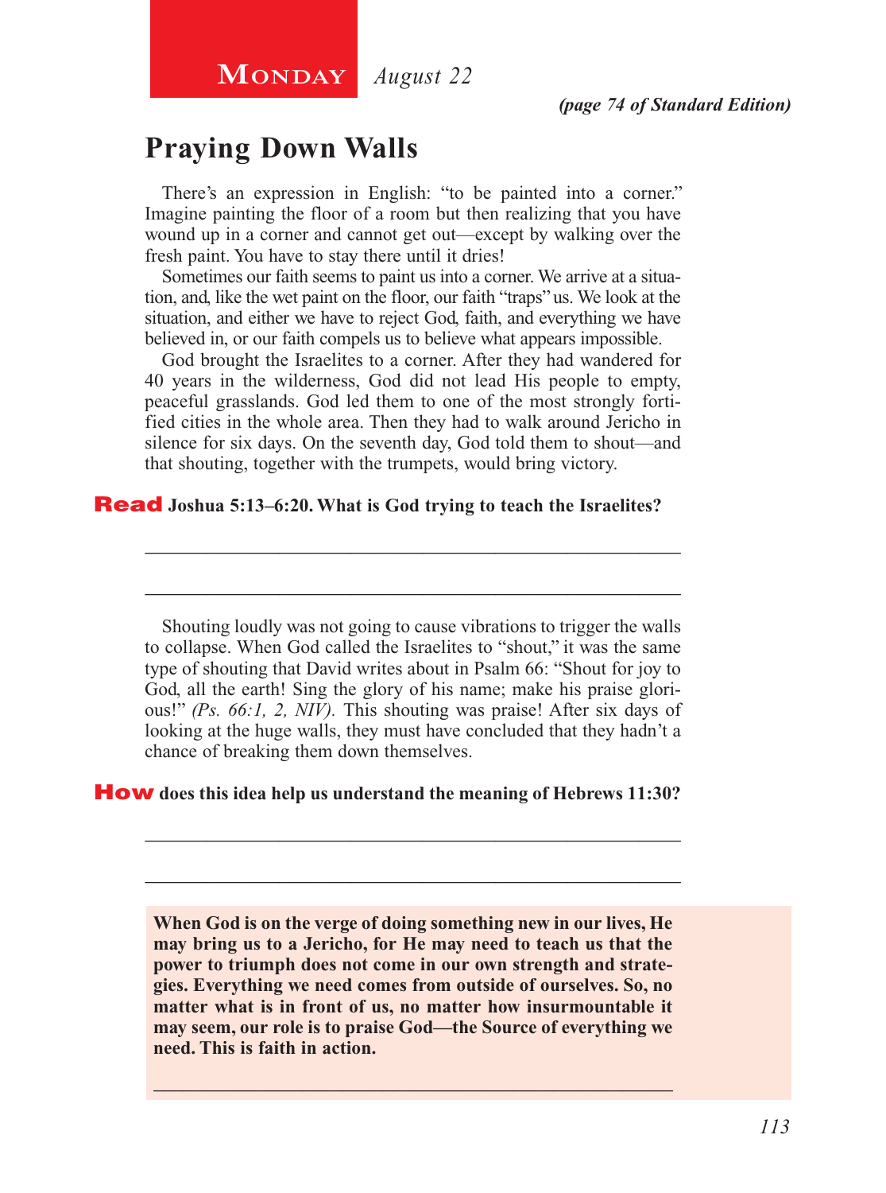**Monday** *August 22*

*(page 74 of Standard Edition)*

## Praying Down Walls

There's an expression in English: "to be painted into a corner." Imagine painting the floor of a room but then realizing that you have wound up in a corner and cannot get out—except by walking over the fresh paint. You have to stay there until it dries!

Sometimes our faith seems to paint us into a corner. We arrive at a situation, and, like the wet paint on the floor, our faith "traps" us. We look at the situation, and either we have to reject God, faith, and everything we have believed in, or our faith compels us to believe what appears impossible.

God brought the Israelites to a corner. After they had wandered for 40 years in the wilderness, God did not lead His people to empty, peaceful grasslands. God led them to one of the most strongly fortified cities in the whole area. Then they had to walk around Jericho in silence for six days. On the seventh day, God told them to shout—and that shouting, together with the trumpets, would bring victory.

**Read Joshua 5:13–6:20. What is God trying to teach the Israelites?**

\_\_\_\_\_\_\_\_\_\_\_\_\_\_\_\_\_\_\_\_\_\_\_\_\_\_\_\_\_\_\_\_\_\_\_\_\_\_\_\_\_\_\_\_\_\_\_\_\_\_\_\_\_\_

\_\_\_\_\_\_\_\_\_\_\_\_\_\_\_\_\_\_\_\_\_\_\_\_\_\_\_\_\_\_\_\_\_\_\_\_\_\_\_\_\_\_\_\_\_\_\_\_\_\_\_\_\_\_

Shouting loudly was not going to cause vibrations to trigger the walls to collapse. When God called the Israelites to "shout," it was the same type of shouting that David writes about in Psalm 66: "Shout for joy to God, all the earth! Sing the glory of his name; make his praise glorious!" *(Ps. 66:1, 2, NIV).* This shouting was praise! After six days of looking at the huge walls, they must have concluded that they hadn't a chance of breaking them down themselves.

**How does this idea help us understand the meaning of Hebrews 11:30?**

\_\_\_\_\_\_\_\_\_\_\_\_\_\_\_\_\_\_\_\_\_\_\_\_\_\_\_\_\_\_\_\_\_\_\_\_\_\_\_\_\_\_\_\_\_\_\_\_\_\_\_\_\_\_

\_\_\_\_\_\_\_\_\_\_\_\_\_\_\_\_\_\_\_\_\_\_\_\_\_\_\_\_\_\_\_\_\_\_\_\_\_\_\_\_\_\_\_\_\_\_\_\_\_\_\_\_\_\_

**When God is on the verge of doing something new in our lives, He may bring us to a Jericho, for He may need to teach us that the power to triumph does not come in our own strength and strategies. Everything we need comes from outside of ourselves. So, no matter what is in front of us, no matter how insurmountable it may seem, our role is to praise God—the Source of everything we need. This is faith in action.**

\_\_\_\_\_\_\_\_\_\_\_\_\_\_\_\_\_\_\_\_\_\_\_\_\_\_\_\_\_\_\_\_\_\_\_\_\_\_\_\_\_\_\_\_\_\_\_\_\_\_\_\_\_\_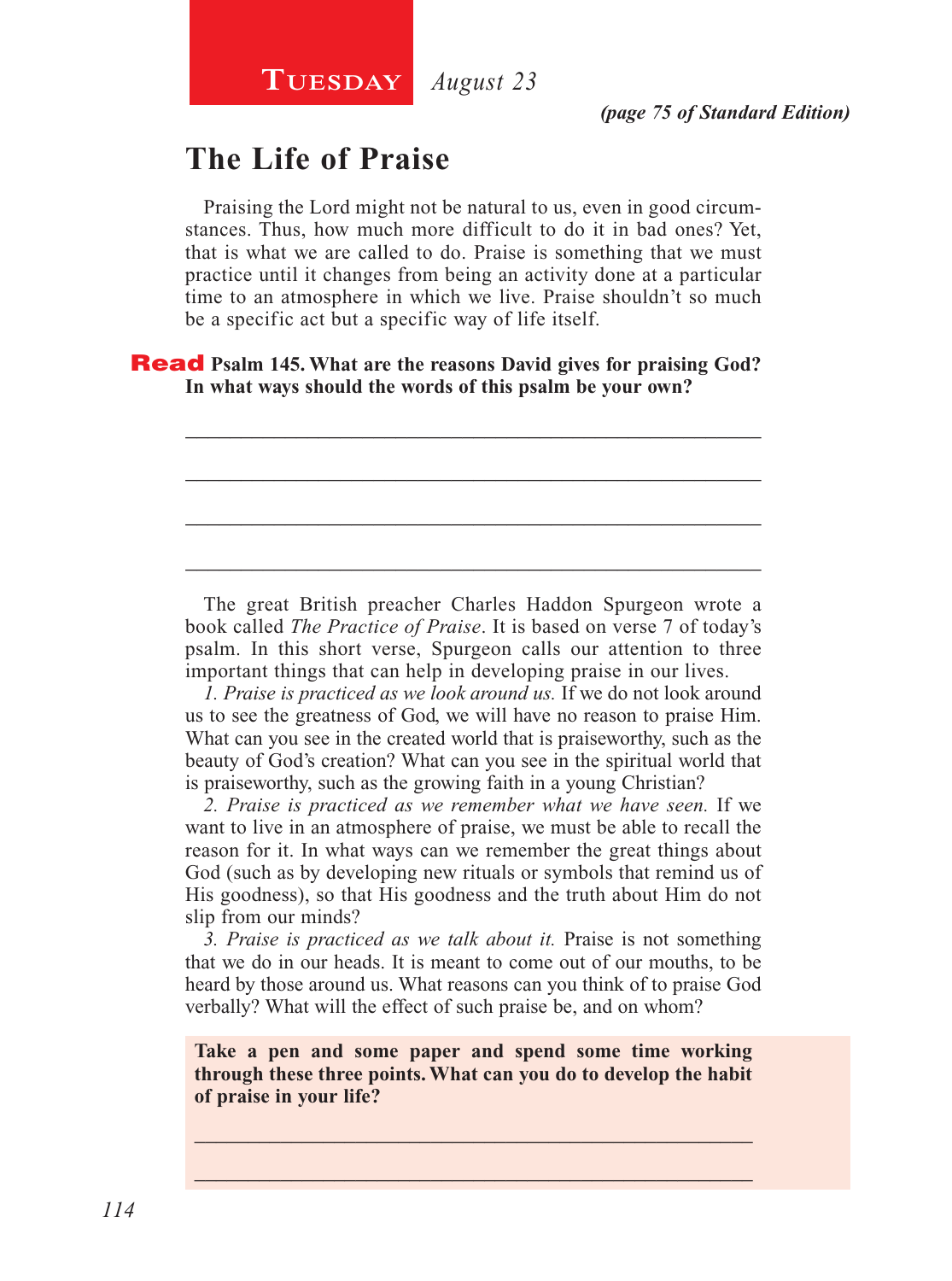**Tuesday** *August 23*

*(page 75 of Standard Edition)*

## The Life of Praise

Praising the Lord might not be natural to us, even in good circumstances. Thus, how much more difficult to do it in bad ones? Yet, that is what we are called to do. Praise is something that we must practice until it changes from being an activity done at a particular time to an atmosphere in which we live. Praise shouldn't so much be a specific act but a specific way of life itself.

**Read Psalm 145. What are the reasons David gives for praising God? In what ways should the words of this psalm be your own?**

_____________________________________________________________

_____________________________________________________________

_____________________________________________________________

_____________________________________________________________

The great British preacher Charles Haddon Spurgeon wrote a book called *The Practice of Praise*. It is based on verse 7 of today's psalm. In this short verse, Spurgeon calls our attention to three important things that can help in developing praise in our lives.

*1. Praise is practiced as we look around us.* If we do not look around us to see the greatness of God, we will have no reason to praise Him. What can you see in the created world that is praiseworthy, such as the beauty of God's creation? What can you see in the spiritual world that is praiseworthy, such as the growing faith in a young Christian?

*2. Praise is practiced as we remember what we have seen.* If we want to live in an atmosphere of praise, we must be able to recall the reason for it. In what ways can we remember the great things about God (such as by developing new rituals or symbols that remind us of His goodness), so that His goodness and the truth about Him do not slip from our minds?

*3. Praise is practiced as we talk about it.* Praise is not something that we do in our heads. It is meant to come out of our mouths, to be heard by those around us. What reasons can you think of to praise God verbally? What will the effect of such praise be, and on whom?

**Take a pen and some paper and spend some time working through these three points. What can you do to develop the habit of praise in your life?**

_____________________________________________________________

_____________________________________________________________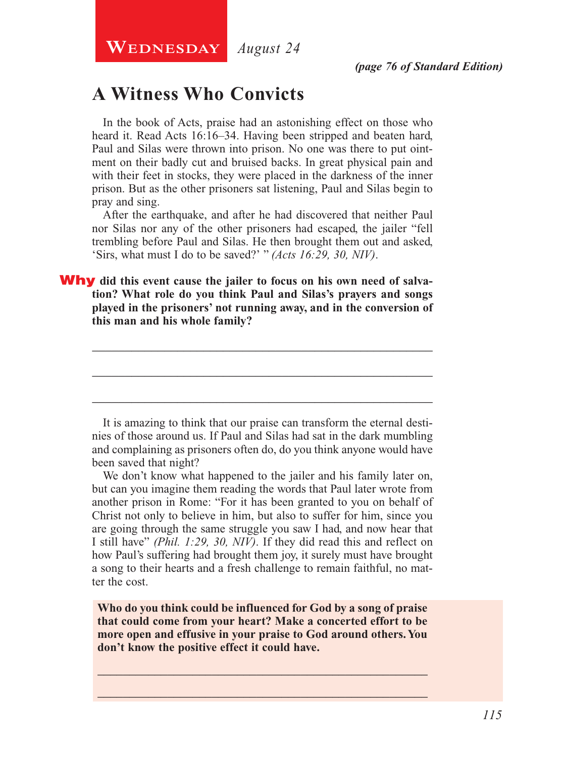**Wednesday** *August 24*

***(page 76 of Standard Edition)***

## A Witness Who Convicts

In the book of Acts, praise had an astonishing effect on those who heard it. Read Acts 16:16–34. Having been stripped and beaten hard, Paul and Silas were thrown into prison. No one was there to put ointment on their badly cut and bruised backs. In great physical pain and with their feet in stocks, they were placed in the darkness of the inner prison. But as the other prisoners sat listening, Paul and Silas begin to pray and sing.

After the earthquake, and after he had discovered that neither Paul nor Silas nor any of the other prisoners had escaped, the jailer "fell trembling before Paul and Silas. He then brought them out and asked, 'Sirs, what must I do to be saved?' " *(Acts 16:29, 30, NIV)*.

**Why did this event cause the jailer to focus on his own need of salvation? What role do you think Paul and Silas's prayers and songs played in the prisoners' not running away, and in the conversion of this man and his whole family?**

_______________________________________________

_______________________________________________

_______________________________________________

It is amazing to think that our praise can transform the eternal destinies of those around us. If Paul and Silas had sat in the dark mumbling and complaining as prisoners often do, do you think anyone would have been saved that night?

We don't know what happened to the jailer and his family later on, but can you imagine them reading the words that Paul later wrote from another prison in Rome: "For it has been granted to you on behalf of Christ not only to believe in him, but also to suffer for him, since you are going through the same struggle you saw I had, and now hear that I still have" *(Phil. 1:29, 30, NIV)*. If they did read this and reflect on how Paul's suffering had brought them joy, it surely must have brought a song to their hearts and a fresh challenge to remain faithful, no matter the cost.

**Who do you think could be influenced for God by a song of praise that could come from your heart? Make a concerted effort to be more open and effusive in your praise to God around others. You don't know the positive effect it could have.**

_______________________________________________

_______________________________________________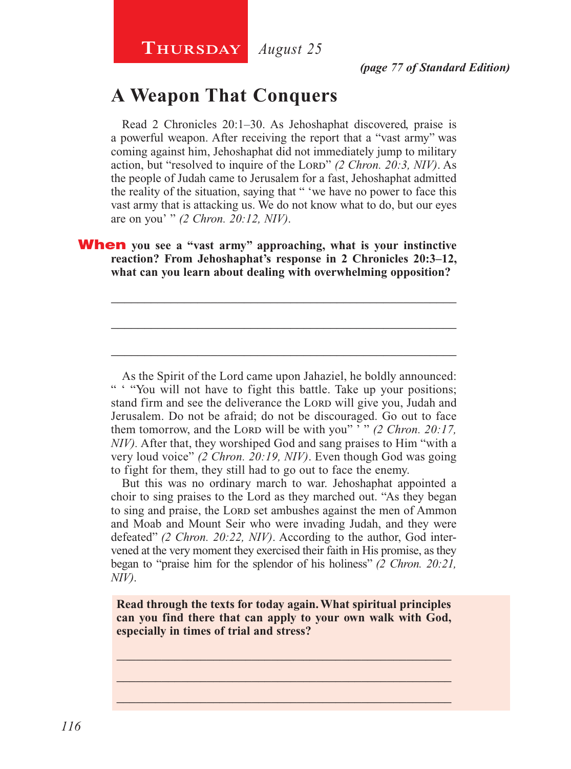**Thursday** *August 25*

*(page 77 of Standard Edition)*

## A Weapon That Conquers

Read 2 Chronicles 20:1–30. As Jehoshaphat discovered, praise is a powerful weapon. After receiving the report that a "vast army" was coming against him, Jehoshaphat did not immediately jump to military action, but "resolved to inquire of the Lord" *(2 Chron. 20:3, NIV)*. As the people of Judah came to Jerusalem for a fast, Jehoshaphat admitted the reality of the situation, saying that " 'we have no power to face this vast army that is attacking us. We do not know what to do, but our eyes are on you' " *(2 Chron. 20:12, NIV)*.

**When you see a "vast army" approaching, what is your instinctive reaction? From Jehoshaphat's response in 2 Chronicles 20:3–12, what can you learn about dealing with overwhelming opposition?**

_____________________________________________________________

_____________________________________________________________

_____________________________________________________________

As the Spirit of the Lord came upon Jahaziel, he boldly announced: " ' "You will not have to fight this battle. Take up your positions; stand firm and see the deliverance the Lord will give you, Judah and Jerusalem. Do not be afraid; do not be discouraged. Go out to face them tomorrow, and the Lord will be with you" ' " *(2 Chron. 20:17, NIV)*. After that, they worshiped God and sang praises to Him "with a very loud voice" *(2 Chron. 20:19, NIV)*. Even though God was going to fight for them, they still had to go out to face the enemy.

But this was no ordinary march to war. Jehoshaphat appointed a choir to sing praises to the Lord as they marched out. "As they began to sing and praise, the Lord set ambushes against the men of Ammon and Moab and Mount Seir who were invading Judah, and they were defeated" *(2 Chron. 20:22, NIV)*. According to the author, God intervened at the very moment they exercised their faith in His promise, as they began to "praise him for the splendor of his holiness" *(2 Chron. 20:21, NIV)*.

**Read through the texts for today again. What spiritual principles can you find there that can apply to your own walk with God, especially in times of trial and stress?**

_____________________________________________________________

_____________________________________________________________

_____________________________________________________________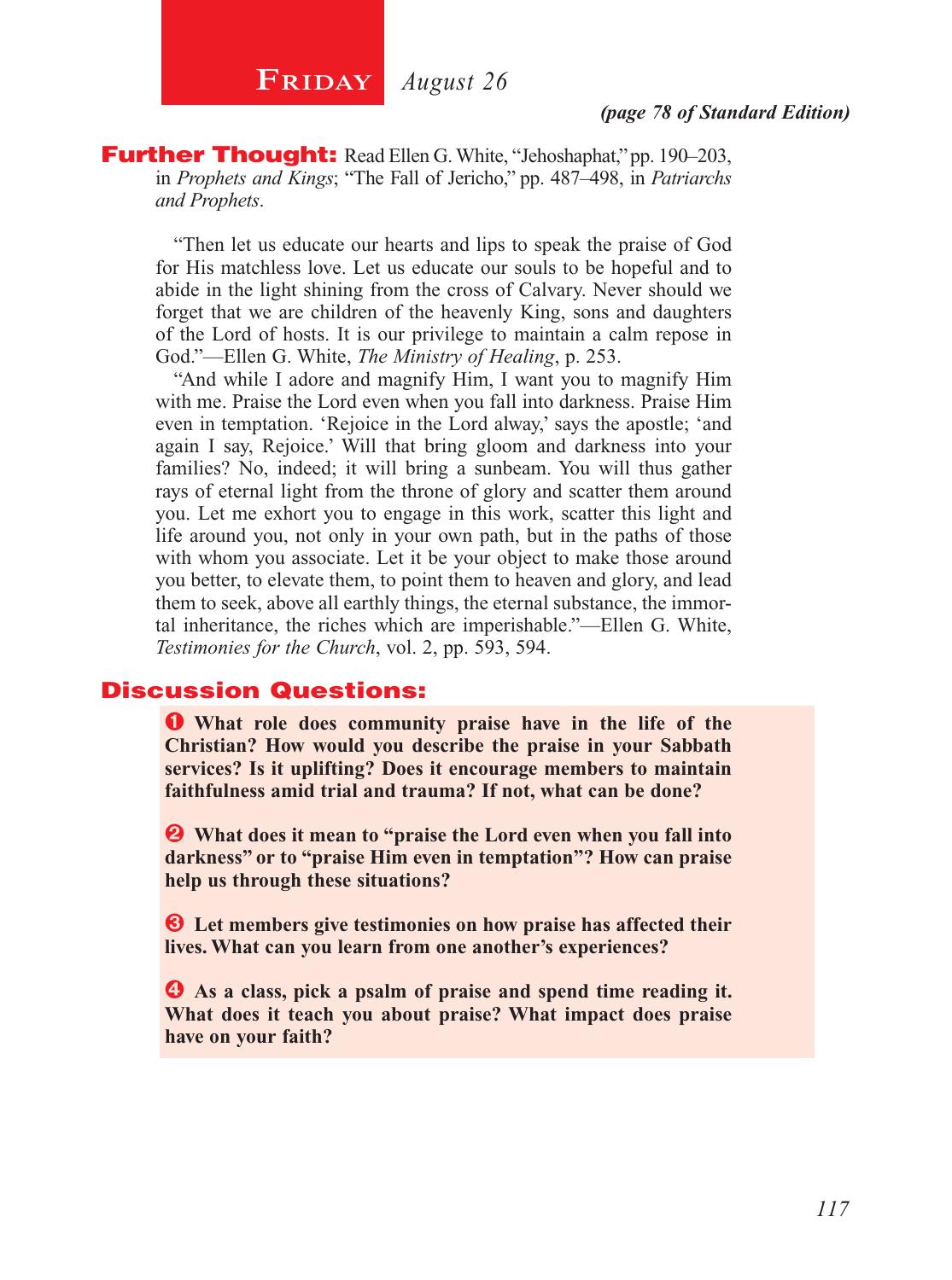# Friday *August 26*

***(page 78 of Standard Edition)***

**Further Thought:** Read Ellen G. White, "Jehoshaphat," pp. 190–203, in *Prophets and Kings*; "The Fall of Jericho," pp. 487–498, in *Patriarchs and Prophets*.

"Then let us educate our hearts and lips to speak the praise of God for His matchless love. Let us educate our souls to be hopeful and to abide in the light shining from the cross of Calvary. Never should we forget that we are children of the heavenly King, sons and daughters of the Lord of hosts. It is our privilege to maintain a calm repose in God."—Ellen G. White, *The Ministry of Healing*, p. 253.

"And while I adore and magnify Him, I want you to magnify Him with me. Praise the Lord even when you fall into darkness. Praise Him even in temptation. 'Rejoice in the Lord alway,' says the apostle; 'and again I say, Rejoice.' Will that bring gloom and darkness into your families? No, indeed; it will bring a sunbeam. You will thus gather rays of eternal light from the throne of glory and scatter them around you. Let me exhort you to engage in this work, scatter this light and life around you, not only in your own path, but in the paths of those with whom you associate. Let it be your object to make those around you better, to elevate them, to point them to heaven and glory, and lead them to seek, above all earthly things, the eternal substance, the immortal inheritance, the riches which are imperishable."—Ellen G. White, *Testimonies for the Church*, vol. 2, pp. 593, 594.

## Discussion Questions:

1. **What role does community praise have in the life of the Christian? How would you describe the praise in your Sabbath services? Is it uplifting? Does it encourage members to maintain faithfulness amid trial and trauma? If not, what can be done?**

2. **What does it mean to "praise the Lord even when you fall into darkness" or to "praise Him even in temptation"? How can praise help us through these situations?**

3. **Let members give testimonies on how praise has affected their lives. What can you learn from one another's experiences?**

4. **As a class, pick a psalm of praise and spend time reading it. What does it teach you about praise? What impact does praise have on your faith?**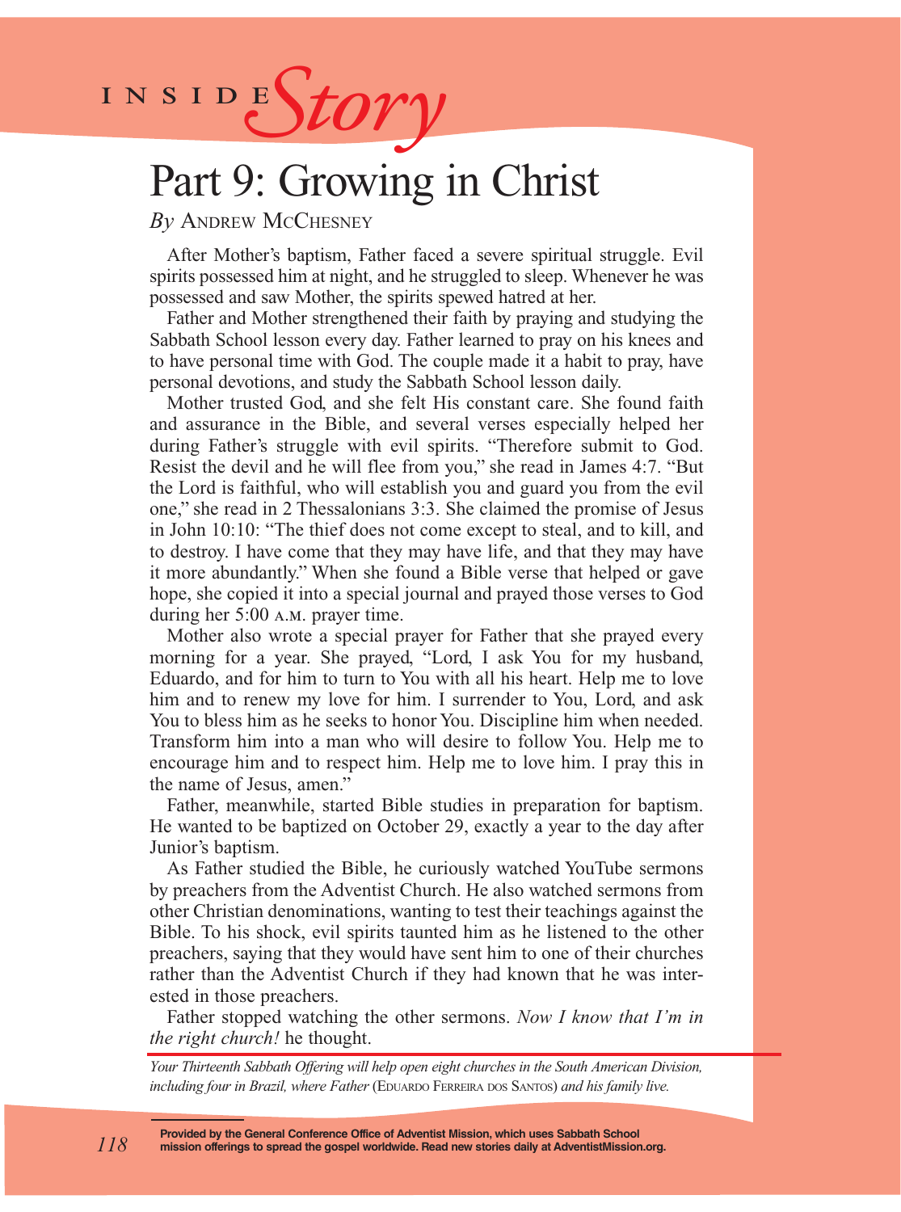INSIDE *Story*

# Part 9: Growing in Christ

*By* ANDREW MCCHESNEY

After Mother's baptism, Father faced a severe spiritual struggle. Evil spirits possessed him at night, and he struggled to sleep. Whenever he was possessed and saw Mother, the spirits spewed hatred at her.

Father and Mother strengthened their faith by praying and studying the Sabbath School lesson every day. Father learned to pray on his knees and to have personal time with God. The couple made it a habit to pray, have personal devotions, and study the Sabbath School lesson daily.

Mother trusted God, and she felt His constant care. She found faith and assurance in the Bible, and several verses especially helped her during Father's struggle with evil spirits. "Therefore submit to God. Resist the devil and he will flee from you," she read in James 4:7. "But the Lord is faithful, who will establish you and guard you from the evil one," she read in 2 Thessalonians 3:3. She claimed the promise of Jesus in John 10:10: "The thief does not come except to steal, and to kill, and to destroy. I have come that they may have life, and that they may have it more abundantly." When she found a Bible verse that helped or gave hope, she copied it into a special journal and prayed those verses to God during her 5:00 A.M. prayer time.

Mother also wrote a special prayer for Father that she prayed every morning for a year. She prayed, "Lord, I ask You for my husband, Eduardo, and for him to turn to You with all his heart. Help me to love him and to renew my love for him. I surrender to You, Lord, and ask You to bless him as he seeks to honor You. Discipline him when needed. Transform him into a man who will desire to follow You. Help me to encourage him and to respect him. Help me to love him. I pray this in the name of Jesus, amen."

Father, meanwhile, started Bible studies in preparation for baptism. He wanted to be baptized on October 29, exactly a year to the day after Junior's baptism.

As Father studied the Bible, he curiously watched YouTube sermons by preachers from the Adventist Church. He also watched sermons from other Christian denominations, wanting to test their teachings against the Bible. To his shock, evil spirits taunted him as he listened to the other preachers, saying that they would have sent him to one of their churches rather than the Adventist Church if they had known that he was interested in those preachers.

Father stopped watching the other sermons. *Now I know that I'm in the right church!* he thought.

*Your Thirteenth Sabbath Offering will help open eight churches in the South American Division, including four in Brazil, where Father* (EDUARDO FERREIRA DOS SANTOS) *and his family live.*

**Provided by the General Conference Office of Adventist Mission, which uses Sabbath School mission offerings to spread the gospel worldwide. Read new stories daily at AdventistMission.org.**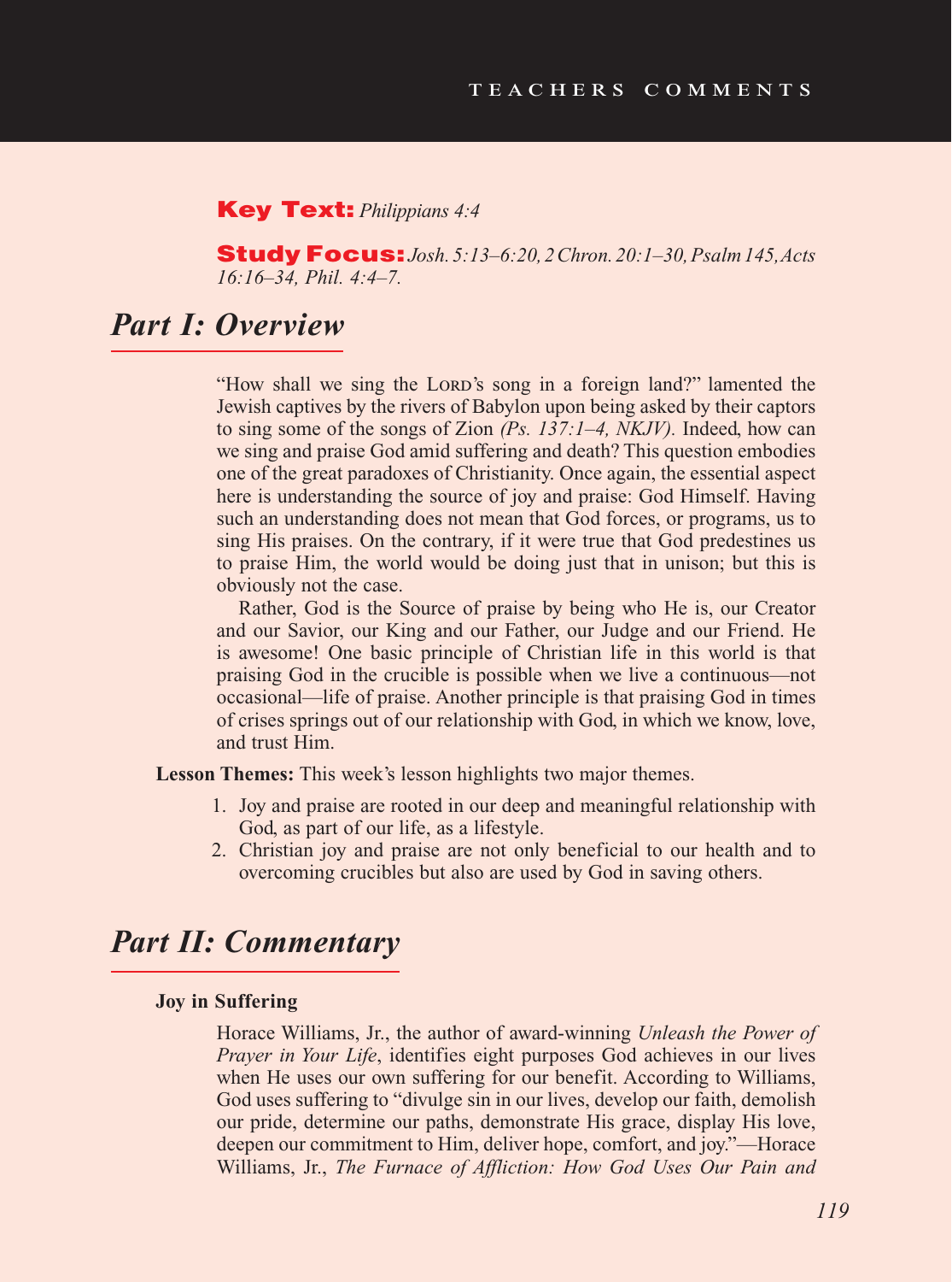**Key Text:** *Philippians 4:4*

**Study Focus:** *Josh. 5:13–6:20, 2 Chron. 20:1–30, Psalm 145, Acts 16:16–34, Phil. 4:4–7.*

## *Part I: Overview*

"How shall we sing the LORD's song in a foreign land?" lamented the Jewish captives by the rivers of Babylon upon being asked by their captors to sing some of the songs of Zion *(Ps. 137:1–4, NKJV).* Indeed, how can we sing and praise God amid suffering and death? This question embodies one of the great paradoxes of Christianity. Once again, the essential aspect here is understanding the source of joy and praise: God Himself. Having such an understanding does not mean that God forces, or programs, us to sing His praises. On the contrary, if it were true that God predestines us to praise Him, the world would be doing just that in unison; but this is obviously not the case.

Rather, God is the Source of praise by being who He is, our Creator and our Savior, our King and our Father, our Judge and our Friend. He is awesome! One basic principle of Christian life in this world is that praising God in the crucible is possible when we live a continuous—not occasional—life of praise. Another principle is that praising God in times of crises springs out of our relationship with God, in which we know, love, and trust Him.

**Lesson Themes:** This week's lesson highlights two major themes.

1. Joy and praise are rooted in our deep and meaningful relationship with God, as part of our life, as a lifestyle.
2. Christian joy and praise are not only beneficial to our health and to overcoming crucibles but also are used by God in saving others.

## *Part II: Commentary*

**Joy in Suffering**

Horace Williams, Jr., the author of award-winning *Unleash the Power of Prayer in Your Life*, identifies eight purposes God achieves in our lives when He uses our own suffering for our benefit. According to Williams, God uses suffering to "divulge sin in our lives, develop our faith, demolish our pride, determine our paths, demonstrate His grace, display His love, deepen our commitment to Him, deliver hope, comfort, and joy."—Horace Williams, Jr., *The Furnace of Affliction: How God Uses Our Pain and*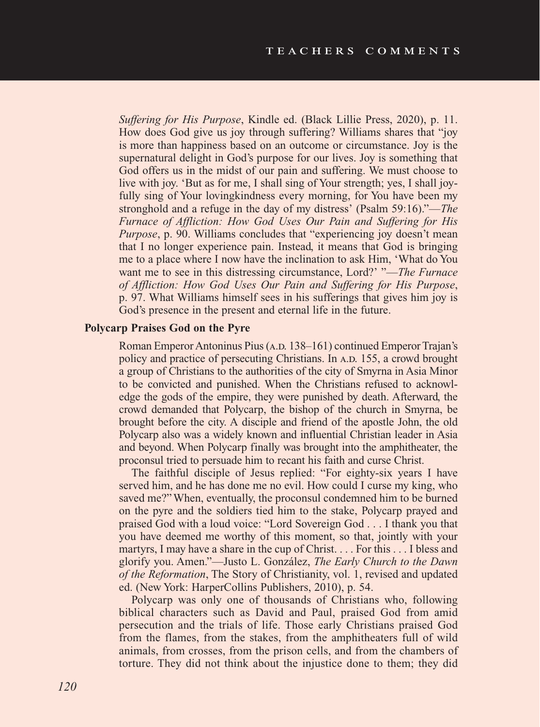*Suffering for His Purpose*, Kindle ed. (Black Lillie Press, 2020), p. 11. How does God give us joy through suffering? Williams shares that "joy is more than happiness based on an outcome or circumstance. Joy is the supernatural delight in God's purpose for our lives. Joy is something that God offers us in the midst of our pain and suffering. We must choose to live with joy. 'But as for me, I shall sing of Your strength; yes, I shall joyfully sing of Your lovingkindness every morning, for You have been my stronghold and a refuge in the day of my distress' (Psalm 59:16)."—*The Furnace of Affliction: How God Uses Our Pain and Suffering for His Purpose*, p. 90. Williams concludes that "experiencing joy doesn't mean that I no longer experience pain. Instead, it means that God is bringing me to a place where I now have the inclination to ask Him, 'What do You want me to see in this distressing circumstance, Lord?' "—*The Furnace of Affliction: How God Uses Our Pain and Suffering for His Purpose*, p. 97. What Williams himself sees in his sufferings that gives him joy is God's presence in the present and eternal life in the future.

**Polycarp Praises God on the Pyre**

Roman Emperor Antoninus Pius (A.D. 138–161) continued Emperor Trajan's policy and practice of persecuting Christians. In A.D. 155, a crowd brought a group of Christians to the authorities of the city of Smyrna in Asia Minor to be convicted and punished. When the Christians refused to acknowledge the gods of the empire, they were punished by death. Afterward, the crowd demanded that Polycarp, the bishop of the church in Smyrna, be brought before the city. A disciple and friend of the apostle John, the old Polycarp also was a widely known and influential Christian leader in Asia and beyond. When Polycarp finally was brought into the amphitheater, the proconsul tried to persuade him to recant his faith and curse Christ.

The faithful disciple of Jesus replied: "For eighty-six years I have served him, and he has done me no evil. How could I curse my king, who saved me?" When, eventually, the proconsul condemned him to be burned on the pyre and the soldiers tied him to the stake, Polycarp prayed and praised God with a loud voice: "Lord Sovereign God . . . I thank you that you have deemed me worthy of this moment, so that, jointly with your martyrs, I may have a share in the cup of Christ. . . . For this . . . I bless and glorify you. Amen."—Justo L. González, *The Early Church to the Dawn of the Reformation*, The Story of Christianity, vol. 1, revised and updated ed. (New York: HarperCollins Publishers, 2010), p. 54.

Polycarp was only one of thousands of Christians who, following biblical characters such as David and Paul, praised God from amid persecution and the trials of life. Those early Christians praised God from the flames, from the stakes, from the amphitheaters full of wild animals, from crosses, from the prison cells, and from the chambers of torture. They did not think about the injustice done to them; they did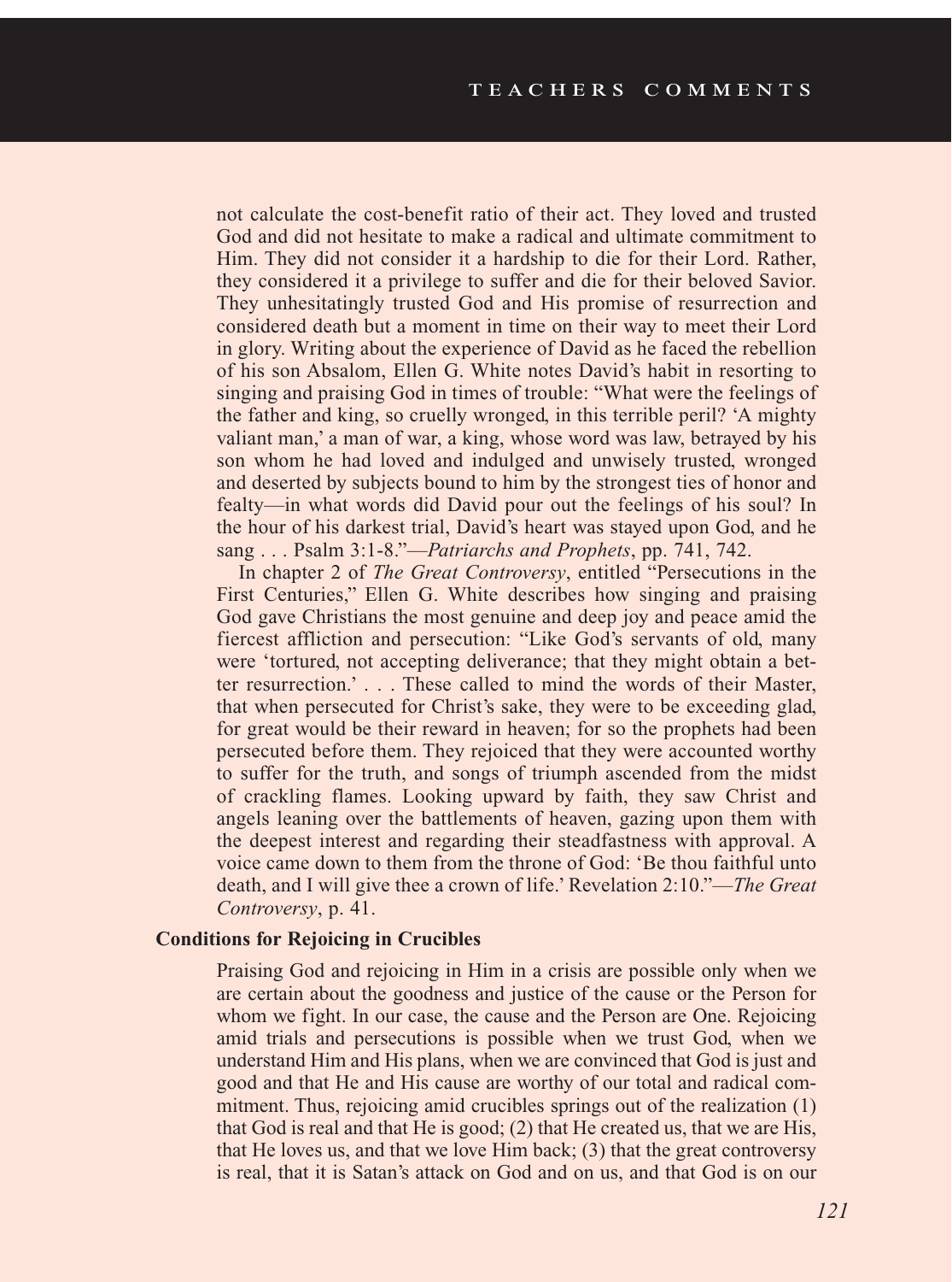not calculate the cost-benefit ratio of their act. They loved and trusted God and did not hesitate to make a radical and ultimate commitment to Him. They did not consider it a hardship to die for their Lord. Rather, they considered it a privilege to suffer and die for their beloved Savior. They unhesitatingly trusted God and His promise of resurrection and considered death but a moment in time on their way to meet their Lord in glory. Writing about the experience of David as he faced the rebellion of his son Absalom, Ellen G. White notes David's habit in resorting to singing and praising God in times of trouble: "What were the feelings of the father and king, so cruelly wronged, in this terrible peril? 'A mighty valiant man,' a man of war, a king, whose word was law, betrayed by his son whom he had loved and indulged and unwisely trusted, wronged and deserted by subjects bound to him by the strongest ties of honor and fealty—in what words did David pour out the feelings of his soul? In the hour of his darkest trial, David's heart was stayed upon God, and he sang . . . Psalm 3:1-8."—*Patriarchs and Prophets*, pp. 741, 742.

In chapter 2 of *The Great Controversy*, entitled "Persecutions in the First Centuries," Ellen G. White describes how singing and praising God gave Christians the most genuine and deep joy and peace amid the fiercest affliction and persecution: "Like God's servants of old, many were 'tortured, not accepting deliverance; that they might obtain a better resurrection.' . . . These called to mind the words of their Master, that when persecuted for Christ's sake, they were to be exceeding glad, for great would be their reward in heaven; for so the prophets had been persecuted before them. They rejoiced that they were accounted worthy to suffer for the truth, and songs of triumph ascended from the midst of crackling flames. Looking upward by faith, they saw Christ and angels leaning over the battlements of heaven, gazing upon them with the deepest interest and regarding their steadfastness with approval. A voice came down to them from the throne of God: 'Be thou faithful unto death, and I will give thee a crown of life.' Revelation 2:10."—*The Great Controversy*, p. 41.

**Conditions for Rejoicing in Crucibles**

Praising God and rejoicing in Him in a crisis are possible only when we are certain about the goodness and justice of the cause or the Person for whom we fight. In our case, the cause and the Person are One. Rejoicing amid trials and persecutions is possible when we trust God, when we understand Him and His plans, when we are convinced that God is just and good and that He and His cause are worthy of our total and radical commitment. Thus, rejoicing amid crucibles springs out of the realization (1) that God is real and that He is good; (2) that He created us, that we are His, that He loves us, and that we love Him back; (3) that the great controversy is real, that it is Satan's attack on God and on us, and that God is on our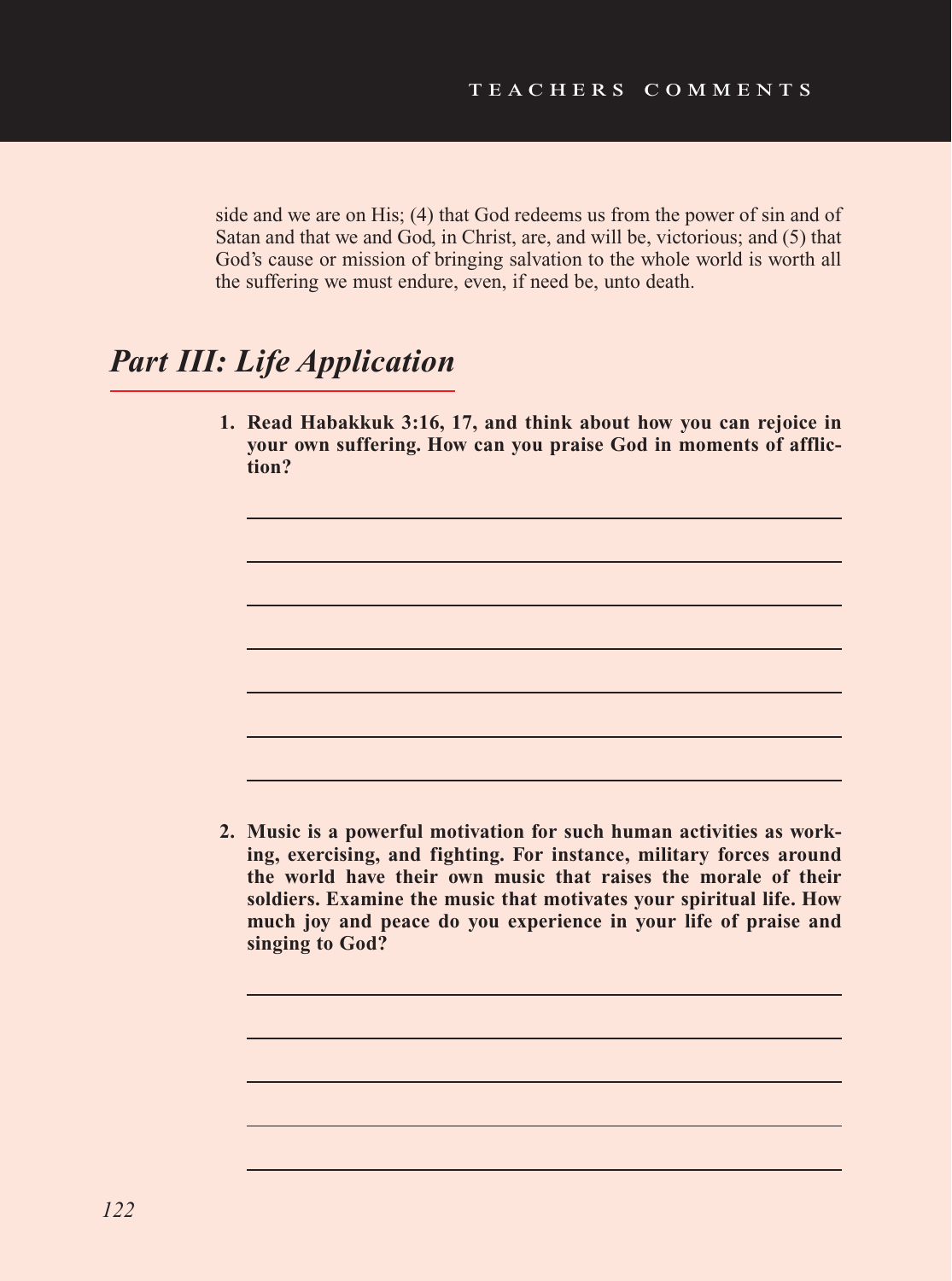side and we are on His; (4) that God redeems us from the power of sin and of Satan and that we and God, in Christ, are, and will be, victorious; and (5) that God's cause or mission of bringing salvation to the whole world is worth all the suffering we must endure, even, if need be, unto death.

## *Part III: Life Application*

1. **Read Habakkuk 3:16, 17, and think about how you can rejoice in your own suffering. How can you praise God in moments of affliction?**

2. **Music is a powerful motivation for such human activities as working, exercising, and fighting. For instance, military forces around the world have their own music that raises the morale of their soldiers. Examine the music that motivates your spiritual life. How much joy and peace do you experience in your life of praise and singing to God?**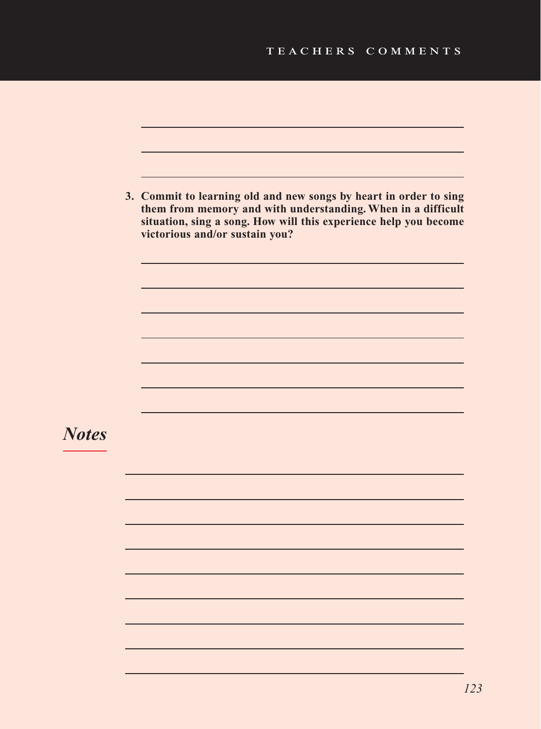3. **Commit to learning old and new songs by heart in order to sing them from memory and with understanding. When in a difficult situation, sing a song. How will this experience help you become victorious and/or sustain you?**

## *Notes*